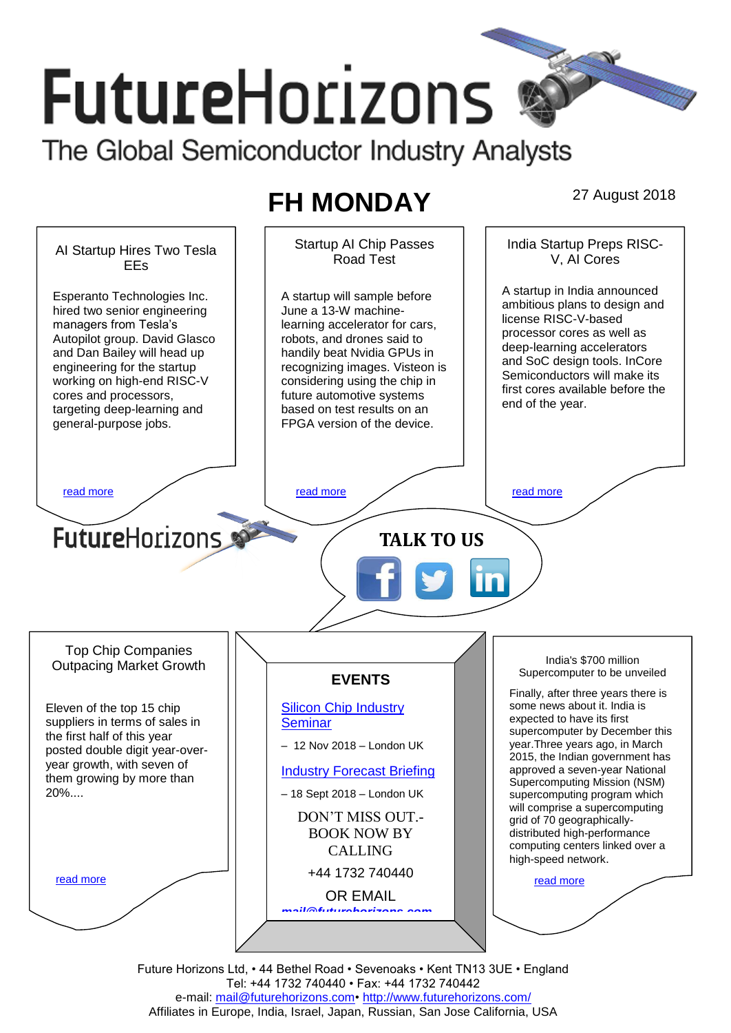# FutureHorizons

The Global Semiconductor Industry Analysts

## FH MONDAY

27 August 2018

### AI Startup Hires Two Tesla EEs

Esperanto Technologies Inc. hired two senior engineering managers from Tesla's Autopilot group. David Glasco and Dan Bailey will head up engineering for the startup working on high-end RISC-V cores and processors, targeting deep-learning and general-purpose jobs.

read more

### Startup AI Chip Passes Road Test

A startup will sample before June a 13-W machine-learning accelerator for cars, robots, and drones said to handily beat Nvidia GPUs in recognizing images. Visteon is considering using the chip in future automotive systems based on test results on an FPGA version of the device.

read more

### India Startup Preps RISC-V, AI Cores

A startup in India announced ambitious plans to design and license RISC-V-based processor cores as well as deep-learning accelerators and SoC design tools. InCore Semiconductors will make its first cores available before the end of the year.

read more

FutureHorizons

**TALK TO US**

### Top Chip Companies Outpacing Market Growth

Eleven of the top 15 chip suppliers in terms of sales in the first half of this year posted double digit year-over-year growth, with seven of them growing by more than 20%....

read more

### EVENTS

Silicon Chip Industry Seminar

– 12 Nov 2018 – London UK

Industry Forecast Briefing

– 18 Sept 2018 – London UK

DON'T MISS OUT.- BOOK NOW BY CALLING

+44 1732 740440

OR EMAIL

mail@futurehorizons.com

### India's $700 million Supercomputer to be unveiled

Finally, after three years there is some news about it. India is expected to have its first supercomputer by December this year.Three years ago, in March 2015, the Indian government has approved a seven-year National Supercomputing Mission (NSM) supercomputing program which will comprise a supercomputing grid of 70 geographically-distributed high-performance computing centers linked over a high-speed network.

read more

Future Horizons Ltd, • 44 Bethel Road • Sevenoaks • Kent TN13 3UE • England
Tel: +44 1732 740440 • Fax: +44 1732 740442
e-mail: mail@futurehorizons.com• http://www.futurehorizons.com/
Affiliates in Europe, India, Israel, Japan, Russian, San Jose California, USA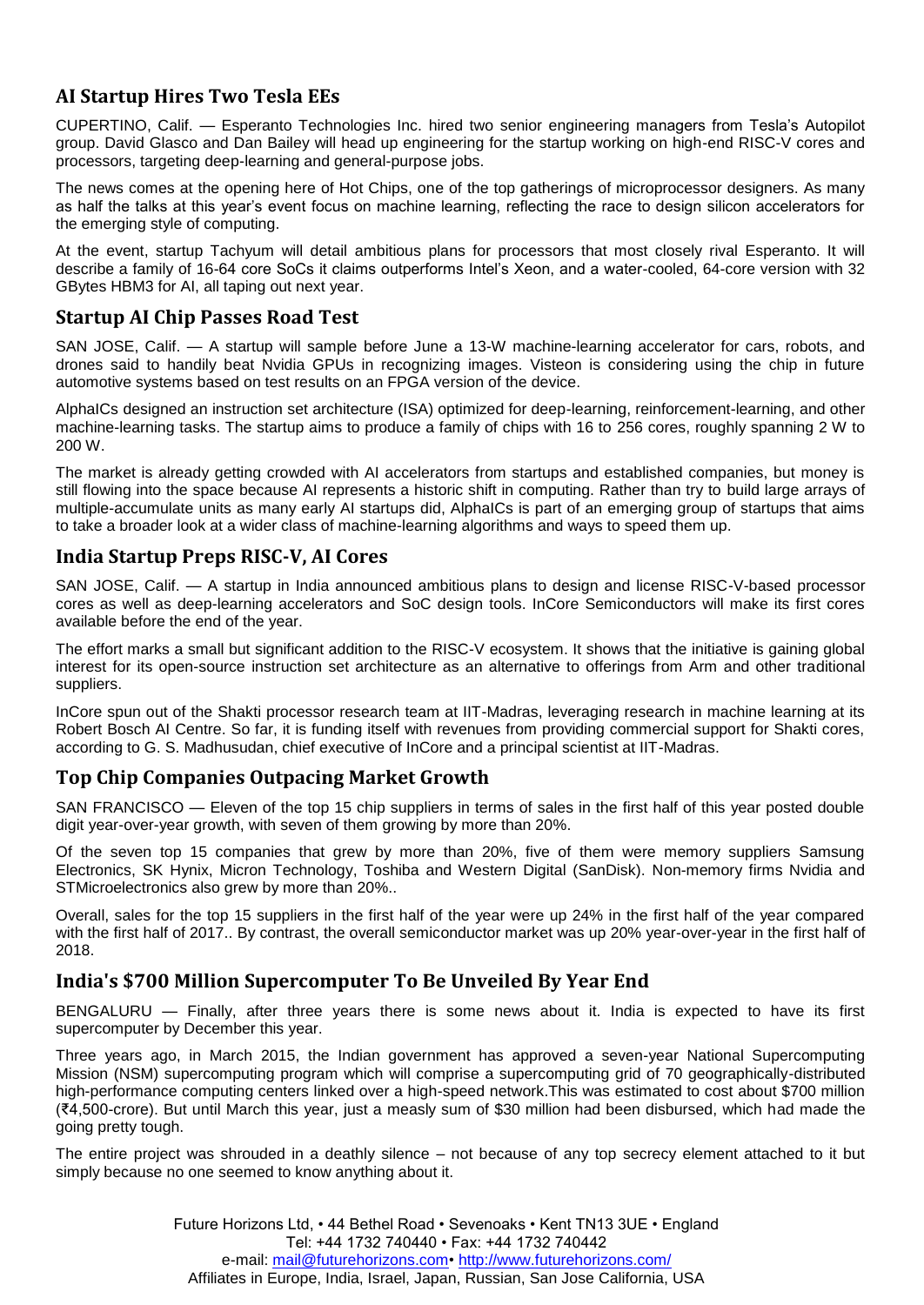## AI Startup Hires Two Tesla EEs

CUPERTINO, Calif. — Esperanto Technologies Inc. hired two senior engineering managers from Tesla's Autopilot group. David Glasco and Dan Bailey will head up engineering for the startup working on high-end RISC-V cores and processors, targeting deep-learning and general-purpose jobs.

The news comes at the opening here of Hot Chips, one of the top gatherings of microprocessor designers. As many as half the talks at this year's event focus on machine learning, reflecting the race to design silicon accelerators for the emerging style of computing.

At the event, startup Tachyum will detail ambitious plans for processors that most closely rival Esperanto. It will describe a family of 16-64 core SoCs it claims outperforms Intel's Xeon, and a water-cooled, 64-core version with 32 GBytes HBM3 for AI, all taping out next year.

## Startup AI Chip Passes Road Test

SAN JOSE, Calif. — A startup will sample before June a 13-W machine-learning accelerator for cars, robots, and drones said to handily beat Nvidia GPUs in recognizing images. Visteon is considering using the chip in future automotive systems based on test results on an FPGA version of the device.

AlphaICs designed an instruction set architecture (ISA) optimized for deep-learning, reinforcement-learning, and other machine-learning tasks. The startup aims to produce a family of chips with 16 to 256 cores, roughly spanning 2 W to 200 W.

The market is already getting crowded with AI accelerators from startups and established companies, but money is still flowing into the space because AI represents a historic shift in computing. Rather than try to build large arrays of multiple-accumulate units as many early AI startups did, AlphaICs is part of an emerging group of startups that aims to take a broader look at a wider class of machine-learning algorithms and ways to speed them up.

## India Startup Preps RISC-V, AI Cores

SAN JOSE, Calif. — A startup in India announced ambitious plans to design and license RISC-V-based processor cores as well as deep-learning accelerators and SoC design tools. InCore Semiconductors will make its first cores available before the end of the year.

The effort marks a small but significant addition to the RISC-V ecosystem. It shows that the initiative is gaining global interest for its open-source instruction set architecture as an alternative to offerings from Arm and other traditional suppliers.

InCore spun out of the Shakti processor research team at IIT-Madras, leveraging research in machine learning at its Robert Bosch AI Centre. So far, it is funding itself with revenues from providing commercial support for Shakti cores, according to G. S. Madhusudan, chief executive of InCore and a principal scientist at IIT-Madras.

## Top Chip Companies Outpacing Market Growth

SAN FRANCISCO — Eleven of the top 15 chip suppliers in terms of sales in the first half of this year posted double digit year-over-year growth, with seven of them growing by more than 20%.

Of the seven top 15 companies that grew by more than 20%, five of them were memory suppliers Samsung Electronics, SK Hynix, Micron Technology, Toshiba and Western Digital (SanDisk). Non-memory firms Nvidia and STMicroelectronics also grew by more than 20%..

Overall, sales for the top 15 suppliers in the first half of the year were up 24% in the first half of the year compared with the first half of 2017.. By contrast, the overall semiconductor market was up 20% year-over-year in the first half of 2018.

## India's $700 Million Supercomputer To Be Unveiled By Year End

BENGALURU — Finally, after three years there is some news about it. India is expected to have its first supercomputer by December this year.

Three years ago, in March 2015, the Indian government has approved a seven-year National Supercomputing Mission (NSM) supercomputing program which will comprise a supercomputing grid of 70 geographically-distributed high-performance computing centers linked over a high-speed network.This was estimated to cost about $700 million (₹4,500-crore). But until March this year, just a measly sum of $30 million had been disbursed, which had made the going pretty tough.

The entire project was shrouded in a deathly silence – not because of any top secrecy element attached to it but simply because no one seemed to know anything about it.

Future Horizons Ltd, • 44 Bethel Road • Sevenoaks • Kent TN13 3UE • England
Tel: +44 1732 740440 • Fax: +44 1732 740442
e-mail: mail@futurehorizons.com• http://www.futurehorizons.com/
Affiliates in Europe, India, Israel, Japan, Russian, San Jose California, USA